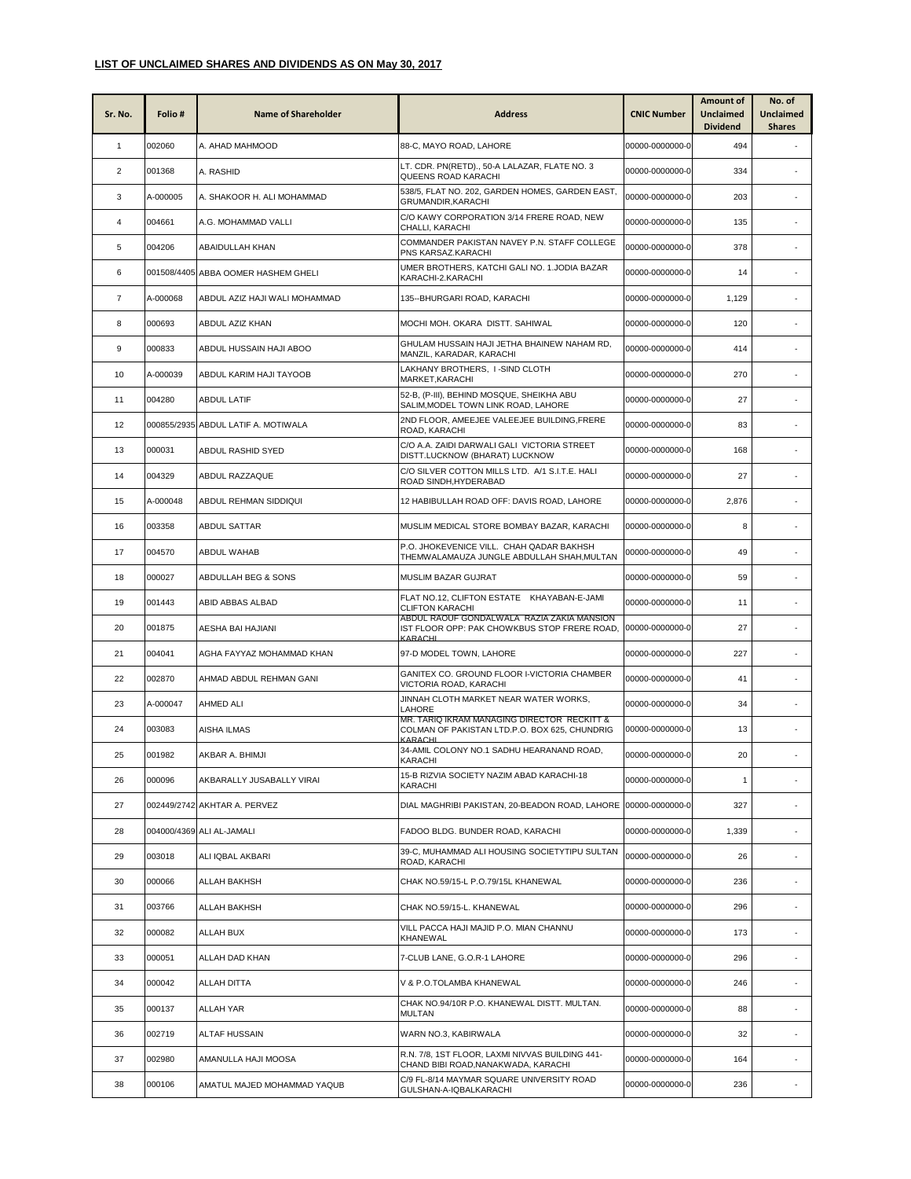**LIST OF UNCLAIMED SHARES AND DIVIDENDS AS ON May 30, 2017**

| Sr. No. | Folio # | Name of Shareholder | Address | CNIC Number | Amount of Unclaimed Dividend | No. of Unclaimed Shares |
|---|---|---|---|---|---|---|
| 1 | 002060 | A. AHAD MAHMOOD | 88-C, MAYO ROAD, LAHORE | 00000-0000000-0 | 494 | - |
| 2 | 001368 | A. RASHID | LT. CDR. PN(RETD)., 50-A LALAZAR, FLATE NO. 3 QUEENS ROAD KARACHI | 00000-0000000-0 | 334 | - |
| 3 | A-000005 | A. SHAKOOR H. ALI MOHAMMAD | 538/5, FLAT NO. 202, GARDEN HOMES, GARDEN EAST, GRUMANDIR,KARACHI | 00000-0000000-0 | 203 | - |
| 4 | 004661 | A.G. MOHAMMAD VALLI | C/O KAWY CORPORATION 3/14 FRERE ROAD, NEW CHALLI, KARACHI | 00000-0000000-0 | 135 | - |
| 5 | 004206 | ABAIDULLAH KHAN | COMMANDER PAKISTAN NAVEY P.N. STAFF COLLEGE PNS KARSAZ.KARACHI | 00000-0000000-0 | 378 | - |
| 6 | 001508/4405 | ABBA OOMER HASHEM GHELI | UMER BROTHERS, KATCHI GALI NO. 1.JODIA BAZAR KARACHI-2.KARACHI | 00000-0000000-0 | 14 | - |
| 7 | A-000068 | ABDUL AZIZ HAJI WALI MOHAMMAD | 135--BHURGARI ROAD, KARACHI | 00000-0000000-0 | 1,129 | - |
| 8 | 000693 | ABDUL AZIZ KHAN | MOCHI MOH. OKARA DISTT. SAHIWAL | 00000-0000000-0 | 120 | - |
| 9 | 000833 | ABDUL HUSSAIN HAJI ABOO | GHULAM HUSSAIN HAJI JETHA BHAINEW NAHAM RD, MANZIL, KARADAR, KARACHI | 00000-0000000-0 | 414 | - |
| 10 | A-000039 | ABDUL KARIM HAJI TAYOOB | LAKHANY BROTHERS, I -SIND CLOTH MARKET,KARACHI | 00000-0000000-0 | 270 | - |
| 11 | 004280 | ABDUL LATIF | 52-B, (P-III), BEHIND MOSQUE, SHEIKHA ABU SALIM,MODEL TOWN LINK ROAD, LAHORE | 00000-0000000-0 | 27 | - |
| 12 | 000855/2935 | ABDUL LATIF A. MOTIWALA | 2ND FLOOR, AMEEJEE VALEEJEE BUILDING,FRERE ROAD, KARACHI | 00000-0000000-0 | 83 | - |
| 13 | 000031 | ABDUL RASHID SYED | C/O A.A. ZAIDI DARWALI GALI VICTORIA STREET DISTT.LUCKNOW (BHARAT) LUCKNOW | 00000-0000000-0 | 168 | - |
| 14 | 004329 | ABDUL RAZZAQUE | C/O SILVER COTTON MILLS LTD. A/1 S.I.T.E. HALI ROAD SINDH,HYDERABAD | 00000-0000000-0 | 27 | - |
| 15 | A-000048 | ABDUL REHMAN SIDDIQUI | 12 HABIBULLAH ROAD OFF: DAVIS ROAD, LAHORE | 00000-0000000-0 | 2,876 | - |
| 16 | 003358 | ABDUL SATTAR | MUSLIM MEDICAL STORE BOMBAY BAZAR, KARACHI | 00000-0000000-0 | 8 | - |
| 17 | 004570 | ABDUL WAHAB | P.O. JHOKEVENICE VILL. CHAH QADAR BAKHSH THEMWALAMAUZA JUNGLE ABDULLAH SHAH,MULTAN | 00000-0000000-0 | 49 | - |
| 18 | 000027 | ABDULLAH BEG & SONS | MUSLIM BAZAR GUJRAT | 00000-0000000-0 | 59 | - |
| 19 | 001443 | ABID ABBAS ALBAD | FLAT NO.12, CLIFTON ESTATE KHAYABAN-E-JAMI CLIFTON KARACHI | 00000-0000000-0 | 11 | - |
| 20 | 001875 | AESHA BAI HAJIANI | ABDUL RAOUF GONDALWALA RAZIA ZAKIA MANSION IST FLOOR OPP: PAK CHOWKBUS STOP FRERE ROAD, KARACHI | 00000-0000000-0 | 27 | - |
| 21 | 004041 | AGHA FAYYAZ MOHAMMAD KHAN | 97-D MODEL TOWN, LAHORE | 00000-0000000-0 | 227 | - |
| 22 | 002870 | AHMAD ABDUL REHMAN GANI | GANITEX CO. GROUND FLOOR I-VICTORIA CHAMBER VICTORIA ROAD, KARACHI | 00000-0000000-0 | 41 | - |
| 23 | A-000047 | AHMED ALI | JINNAH CLOTH MARKET NEAR WATER WORKS, LAHORE | 00000-0000000-0 | 34 | - |
| 24 | 003083 | AISHA ILMAS | MR. TARIQ IKRAM MANAGING DIRECTOR RECKITT & COLMAN OF PAKISTAN LTD.P.O. BOX 625, CHUNDRIG KARACHI | 00000-0000000-0 | 13 | - |
| 25 | 001982 | AKBAR A. BHIMJI | 34-AMIL COLONY NO.1 SADHU HEARANAND ROAD, KARACHI | 00000-0000000-0 | 20 | - |
| 26 | 000096 | AKBARALLY JUSABALLY VIRAI | 15-B RIZVIA SOCIETY NAZIM ABAD KARACHI-18 KARACHI | 00000-0000000-0 | 1 | - |
| 27 | 002449/2742 | AKHTAR A. PERVEZ | DIAL MAGHRIBI PAKISTAN, 20-BEADON ROAD, LAHORE | 00000-0000000-0 | 327 | - |
| 28 | 004000/4369 | ALI AL-JAMALI | FADOO BLDG. BUNDER ROAD, KARACHI | 00000-0000000-0 | 1,339 | - |
| 29 | 003018 | ALI IQBAL AKBARI | 39-C, MUHAMMAD ALI HOUSING SOCIETYTIPU SULTAN ROAD, KARACHI | 00000-0000000-0 | 26 | - |
| 30 | 000066 | ALLAH BAKHSH | CHAK NO.59/15-L P.O.79/15L KHANEWAL | 00000-0000000-0 | 236 | - |
| 31 | 003766 | ALLAH BAKHSH | CHAK NO.59/15-L. KHANEWAL | 00000-0000000-0 | 296 | - |
| 32 | 000082 | ALLAH BUX | VILL PACCA HAJI MAJID P.O. MIAN CHANNU KHANEWAL | 00000-0000000-0 | 173 | - |
| 33 | 000051 | ALLAH DAD KHAN | 7-CLUB LANE, G.O.R-1 LAHORE | 00000-0000000-0 | 296 | - |
| 34 | 000042 | ALLAH DITTA | V & P.O.TOLAMBA KHANEWAL | 00000-0000000-0 | 246 | - |
| 35 | 000137 | ALLAH YAR | CHAK NO.94/10R P.O. KHANEWAL DISTT. MULTAN. MULTAN | 00000-0000000-0 | 88 | - |
| 36 | 002719 | ALTAF HUSSAIN | WARN NO.3, KABIRWALA | 00000-0000000-0 | 32 | - |
| 37 | 002980 | AMANULLA HAJI MOOSA | R.N. 7/8, 1ST FLOOR, LAXMI NIVVAS BUILDING 441-CHAND BIBI ROAD,NANAKWADA, KARACHI | 00000-0000000-0 | 164 | - |
| 38 | 000106 | AMATUL MAJED MOHAMMAD YAQUB | C/9 FL-8/14 MAYMAR SQUARE UNIVERSITY ROAD GULSHAN-A-IQBALKARACHI | 00000-0000000-0 | 236 | - |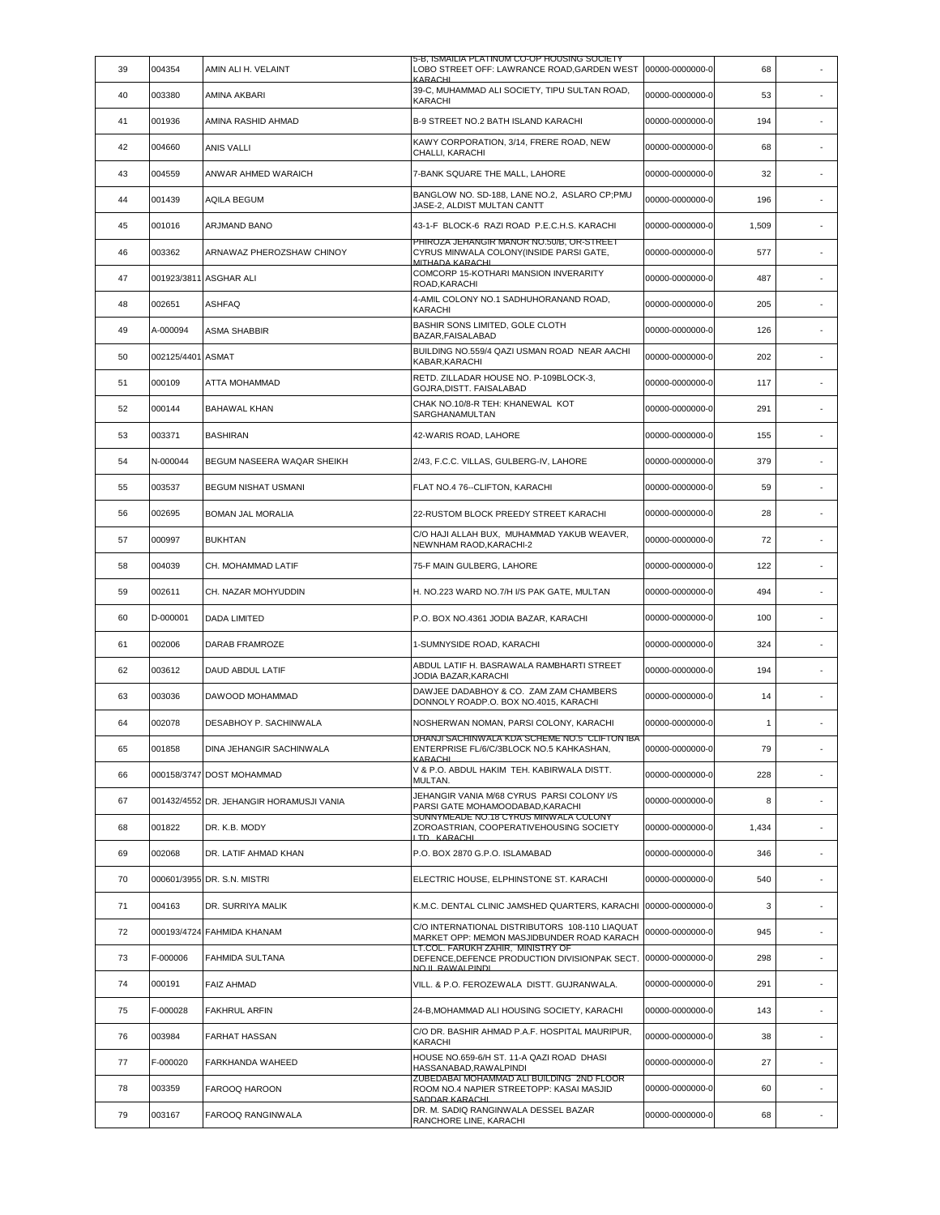| 39 | 004354 | AMIN ALI H. VELAINT | 5-B, ISMAILIA PLATINUM CO-OP HOUSING SOCIETY LOBO STREET OFF: LAWRANCE ROAD,GARDEN WEST KARACHI | 00000-0000000-0 | 68 | - |
|---|---|---|---|---|---|---|
| 40 | 003380 | AMINA AKBARI | 39-C, MUHAMMAD ALI SOCIETY, TIPU SULTAN ROAD, KARACHI | 00000-0000000-0 | 53 | - |
| 41 | 001936 | AMINA RASHID AHMAD | B-9 STREET NO.2 BATH ISLAND KARACHI | 00000-0000000-0 | 194 | - |
| 42 | 004660 | ANIS VALLI | KAWY CORPORATION, 3/14, FRERE ROAD, NEW CHALLI, KARACHI | 00000-0000000-0 | 68 | - |
| 43 | 004559 | ANWAR AHMED WARAICH | 7-BANK SQUARE THE MALL, LAHORE | 00000-0000000-0 | 32 | - |
| 44 | 001439 | AQILA BEGUM | BANGLOW NO. SD-188, LANE NO.2, ASLARO CP;PMU JASE-2, ALDIST MULTAN CANTT | 00000-0000000-0 | 196 | - |
| 45 | 001016 | ARJMAND BANO | 43-1-F BLOCK-6 RAZI ROAD P.E.C.H.S. KARACHI | 00000-0000000-0 | 1,509 | - |
| 46 | 003362 | ARNAWAZ PHEROZSHAW CHINOY | PHIROZA JEHANGIR MANOR NO.50/B, OR-STREET CYRUS MINWALA COLONY(INSIDE PARSI GATE, MITHADA KARACHI | 00000-0000000-0 | 577 | - |
| 47 | 001923/3811 | ASGHAR ALI | COMCORP 15-KOTHARI MANSION INVERARITY ROAD,KARACHI | 00000-0000000-0 | 487 | - |
| 48 | 002651 | ASHFAQ | 4-AMIL COLONY NO.1 SADHUHORANAND ROAD, KARACHI | 00000-0000000-0 | 205 | - |
| 49 | A-000094 | ASMA SHABBIR | BASHIR SONS LIMITED, GOLE CLOTH BAZAR,FAISALABAD | 00000-0000000-0 | 126 | - |
| 50 | 002125/4401 | ASMAT | BUILDING NO.559/4 QAZI USMAN ROAD NEAR AACHI KABAR,KARACHI | 00000-0000000-0 | 202 | - |
| 51 | 000109 | ATTA MOHAMMAD | RETD. ZILLADAR HOUSE NO. P-109BLOCK-3, GOJRA,DISTT. FAISALABAD | 00000-0000000-0 | 117 | - |
| 52 | 000144 | BAHAWAL KHAN | CHAK NO.10/8-R TEH: KHANEWAL KOT SARGHANAMULTAN | 00000-0000000-0 | 291 | - |
| 53 | 003371 | BASHIRAN | 42-WARIS ROAD, LAHORE | 00000-0000000-0 | 155 | - |
| 54 | N-000044 | BEGUM NASEERA WAQAR SHEIKH | 2/43, F.C.C. VILLAS, GULBERG-IV, LAHORE | 00000-0000000-0 | 379 | - |
| 55 | 003537 | BEGUM NISHAT USMANI | FLAT NO.4 76--CLIFTON, KARACHI | 00000-0000000-0 | 59 | - |
| 56 | 002695 | BOMAN JAL MORALIA | 22-RUSTOM BLOCK PREEDY STREET KARACHI | 00000-0000000-0 | 28 | - |
| 57 | 000997 | BUKHTAN | C/O HAJI ALLAH BUX, MUHAMMAD YAKUB WEAVER, NEWNHAM RAOD,KARACHI-2 | 00000-0000000-0 | 72 | - |
| 58 | 004039 | CH. MOHAMMAD LATIF | 75-F MAIN GULBERG, LAHORE | 00000-0000000-0 | 122 | - |
| 59 | 002611 | CH. NAZAR MOHYUDDIN | H. NO.223 WARD NO.7/H I/S PAK GATE, MULTAN | 00000-0000000-0 | 494 | - |
| 60 | D-000001 | DADA LIMITED | P.O. BOX NO.4361 JODIA BAZAR, KARACHI | 00000-0000000-0 | 100 | - |
| 61 | 002006 | DARAB FRAMROZE | 1-SUMNYSIDE ROAD, KARACHI | 00000-0000000-0 | 324 | - |
| 62 | 003612 | DAUD ABDUL LATIF | ABDUL LATIF H. BASRAWALA RAMBHARTI STREET JODIA BAZAR,KARACHI | 00000-0000000-0 | 194 | - |
| 63 | 003036 | DAWOOD MOHAMMAD | DAWJEE DADABHOY & CO. ZAM ZAM CHAMBERS DONNOLY ROADP.O. BOX NO.4015, KARACHI | 00000-0000000-0 | 14 | - |
| 64 | 002078 | DESABHOY P. SACHINWALA | NOSHERWAN NOMAN, PARSI COLONY, KARACHI | 00000-0000000-0 | 1 | - |
| 65 | 001858 | DINA JEHANGIR SACHINWALA | DHANJI SACHINWALA KDA SCHEME NO.5 CLIFTON IBA ENTERPRISE FL/6/C/3BLOCK NO.5 KAHKASHAN, KARACHI | 00000-0000000-0 | 79 | - |
| 66 | 000158/3747 | DOST MOHAMMAD | V & P.O. ABDUL HAKIM TEH. KABIRWALA DISTT. MULTAN. | 00000-0000000-0 | 228 | - |
| 67 | 001432/4552 | DR. JEHANGIR HORAMUSJI VANIA | JEHANGIR VANIA M/68 CYRUS PARSI COLONY I/S PARSI GATE MOHAMOODABAD,KARACHI | 00000-0000000-0 | 8 | - |
| 68 | 001822 | DR. K.B. MODY | SUNNYMEADE NO.18 CYRUS MINWALA COLONY ZOROASTRIAN, COOPERATIVEHOUSING SOCIETY LTD. KARACHI | 00000-0000000-0 | 1,434 | - |
| 69 | 002068 | DR. LATIF AHMAD KHAN | P.O. BOX 2870 G.P.O. ISLAMABAD | 00000-0000000-0 | 346 | - |
| 70 | 000601/3955 | DR. S.N. MISTRI | ELECTRIC HOUSE, ELPHINSTONE ST. KARACHI | 00000-0000000-0 | 540 | - |
| 71 | 004163 | DR. SURRIYA MALIK | K.M.C. DENTAL CLINIC JAMSHED QUARTERS, KARACHI | 00000-0000000-0 | 3 | - |
| 72 | 000193/4724 | FAHMIDA KHANAM | C/O INTERNATIONAL DISTRIBUTORS 108-110 LIAQUAT MARKET OPP: MEMON MASJIDBUNDER ROAD KARACH | 00000-0000000-0 | 945 | - |
| 73 | F-000006 | FAHMIDA SULTANA | LT.COL. FARUKH ZAHIR, MINISTRY OF DEFENCE,DEFENCE PRODUCTION DIVISIONPAK SECT. NO.II, RAWALPINDI | 00000-0000000-0 | 298 | - |
| 74 | 000191 | FAIZ AHMAD | VILL. & P.O. FEROZEWALA DISTT. GUJRANWALA. | 00000-0000000-0 | 291 | - |
| 75 | F-000028 | FAKHRUL ARFIN | 24-B,MOHAMMAD ALI HOUSING SOCIETY, KARACHI | 00000-0000000-0 | 143 | - |
| 76 | 003984 | FARHAT HASSAN | C/O DR. BASHIR AHMAD P.A.F. HOSPITAL MAURIPUR, KARACHI | 00000-0000000-0 | 38 | - |
| 77 | F-000020 | FARKHANDA WAHEED | HOUSE NO.659-6/H ST. 11-A QAZI ROAD DHASI HASSANABAD,RAWALPINDI | 00000-0000000-0 | 27 | - |
| 78 | 003359 | FAROOQ HAROON | ZUBEDABAI MOHAMMAD ALI BUILDING 2ND FLOOR ROOM NO.4 NAPIER STREETOPP: KASAI MASJID SADDAR KARACHI | 00000-0000000-0 | 60 | - |
| 79 | 003167 | FAROOQ RANGINWALA | DR. M. SADIQ RANGINWALA DESSEL BAZAR RANCHORE LINE, KARACHI | 00000-0000000-0 | 68 | - |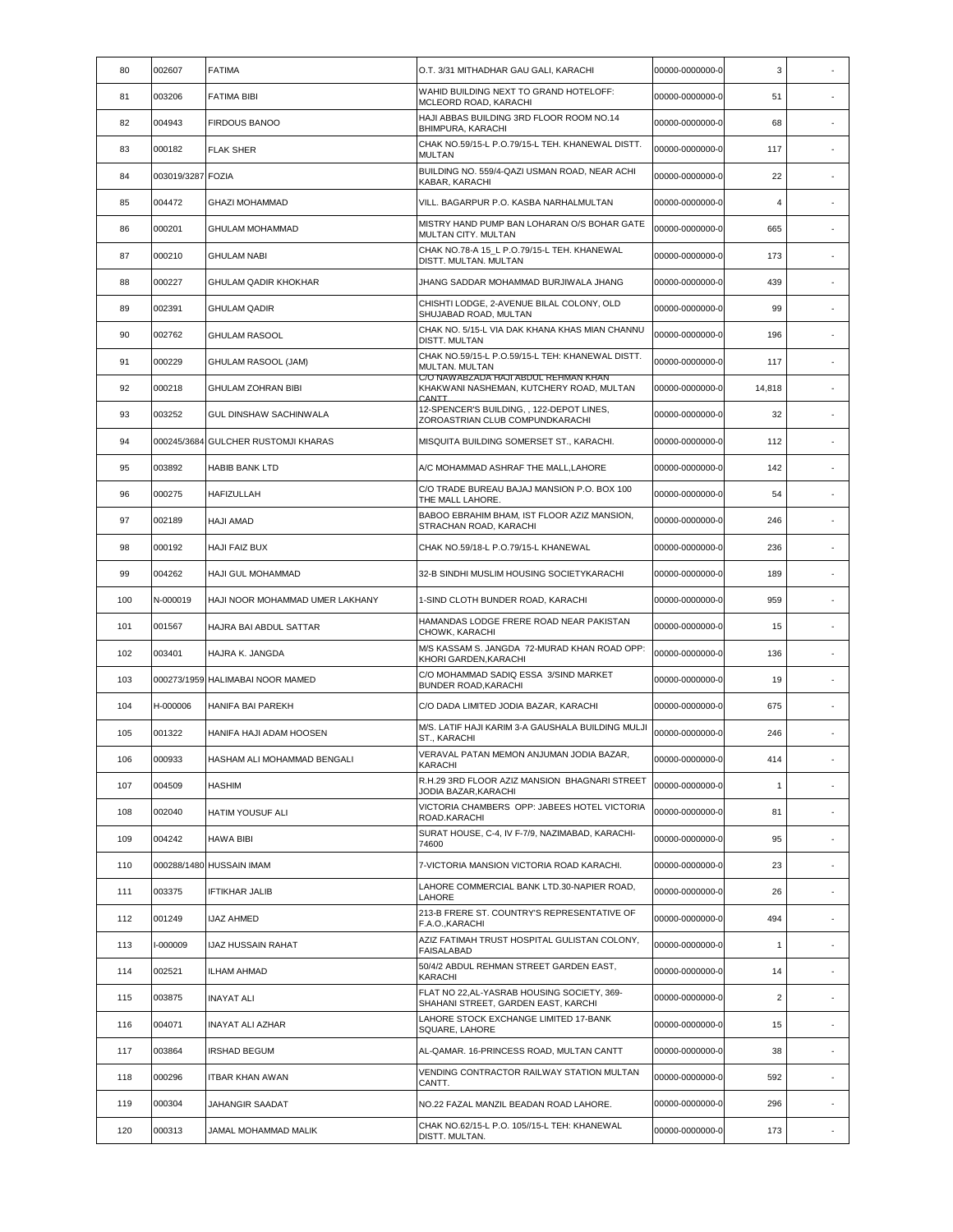| | | | | | | |
|---|---|---|---|---|---|---|
| 80 | 002607 | FATIMA | O.T. 3/31 MITHADHAR GAU GALI, KARACHI | 00000-0000000-0 | 3 | - |
| 81 | 003206 | FATIMA BIBI | WAHID BUILDING NEXT TO GRAND HOTELOFF: MCLEORD ROAD, KARACHI | 00000-0000000-0 | 51 | - |
| 82 | 004943 | FIRDOUS BANOO | HAJI ABBAS BUILDING 3RD FLOOR ROOM NO.14 BHIMPURA, KARACHI | 00000-0000000-0 | 68 | - |
| 83 | 000182 | FLAK SHER | CHAK NO.59/15-L P.O.79/15-L TEH. KHANEWAL DISTT. MULTAN | 00000-0000000-0 | 117 | - |
| 84 | 003019/3287 | FOZIA | BUILDING NO. 559/4-QAZI USMAN ROAD, NEAR ACHI KABAR, KARACHI | 00000-0000000-0 | 22 | - |
| 85 | 004472 | GHAZI MOHAMMAD | VILL. BAGARPUR P.O. KASBA NARHALMULTAN | 00000-0000000-0 | 4 | - |
| 86 | 000201 | GHULAM MOHAMMAD | MISTRY HAND PUMP BAN LOHARAN O/S BOHAR GATE MULTAN CITY. MULTAN | 00000-0000000-0 | 665 | - |
| 87 | 000210 | GHULAM NABI | CHAK NO.78-A 15_L P.O.79/15-L TEH. KHANEWAL DISTT. MULTAN. MULTAN | 00000-0000000-0 | 173 | - |
| 88 | 000227 | GHULAM QADIR KHOKHAR | JHANG SADDAR MOHAMMAD BURJIWALA JHANG | 00000-0000000-0 | 439 | - |
| 89 | 002391 | GHULAM QADIR | CHISHTI LODGE, 2-AVENUE BILAL COLONY, OLD SHUJABAD ROAD, MULTAN | 00000-0000000-0 | 99 | - |
| 90 | 002762 | GHULAM RASOOL | CHAK NO. 5/15-L VIA DAK KHANA KHAS MIAN CHANNU DISTT. MULTAN | 00000-0000000-0 | 196 | - |
| 91 | 000229 | GHULAM RASOOL (JAM) | CHAK NO.59/15-L P.O.59/15-L TEH: KHANEWAL DISTT. MULTAN. MULTAN | 00000-0000000-0 | 117 | - |
| 92 | 000218 | GHULAM ZOHRAN BIBI | C/O NAWABZADA HAJI ABDUL REHMAN KHAN KHAKWANI NASHEMAN, KUTCHERY ROAD, MULTAN CANTT | 00000-0000000-0 | 14,818 | - |
| 93 | 003252 | GUL DINSHAW SACHINWALA | 12-SPENCER'S BUILDING, , 122-DEPOT LINES, ZOROASTRIAN CLUB COMPUNDKARACHI | 00000-0000000-0 | 32 | - |
| 94 | 000245/3684 | GULCHER RUSTOMJI KHARAS | MISQUITA BUILDING SOMERSET ST., KARACHI. | 00000-0000000-0 | 112 | - |
| 95 | 003892 | HABIB BANK LTD | A/C MOHAMMAD ASHRAF THE MALL,LAHORE | 00000-0000000-0 | 142 | - |
| 96 | 000275 | HAFIZULLAH | C/O TRADE BUREAU BAJAJ MANSION P.O. BOX 100 THE MALL LAHORE. | 00000-0000000-0 | 54 | - |
| 97 | 002189 | HAJI AMAD | BABOO EBRAHIM BHAM, IST FLOOR AZIZ MANSION, STRACHAN ROAD, KARACHI | 00000-0000000-0 | 246 | - |
| 98 | 000192 | HAJI FAIZ BUX | CHAK NO.59/18-L P.O.79/15-L KHANEWAL | 00000-0000000-0 | 236 | - |
| 99 | 004262 | HAJI GUL MOHAMMAD | 32-B SINDHI MUSLIM HOUSING SOCIETYKARACHI | 00000-0000000-0 | 189 | - |
| 100 | N-000019 | HAJI NOOR MOHAMMAD UMER LAKHANY | 1-SIND CLOTH BUNDER ROAD, KARACHI | 00000-0000000-0 | 959 | - |
| 101 | 001567 | HAJRA BAI ABDUL SATTAR | HAMANDAS LODGE FRERE ROAD NEAR PAKISTAN CHOWK, KARACHI | 00000-0000000-0 | 15 | - |
| 102 | 003401 | HAJRA K. JANGDA | M/S KASSAM S. JANGDA 72-MURAD KHAN ROAD OPP: KHORI GARDEN,KARACHI | 00000-0000000-0 | 136 | - |
| 103 | 000273/1959 | HALIMABAI NOOR MAMED | C/O MOHAMMAD SADIQ ESSA 3/SIND MARKET BUNDER ROAD,KARACHI | 00000-0000000-0 | 19 | - |
| 104 | H-000006 | HANIFA BAI PAREKH | C/O DADA LIMITED JODIA BAZAR, KARACHI | 00000-0000000-0 | 675 | - |
| 105 | 001322 | HANIFA HAJI ADAM HOOSEN | M/S. LATIF HAJI KARIM 3-A GAUSHALA BUILDING MULJI ST., KARACHI | 00000-0000000-0 | 246 | - |
| 106 | 000933 | HASHAM ALI MOHAMMAD BENGALI | VERAVAL PATAN MEMON ANJUMAN JODIA BAZAR, KARACHI | 00000-0000000-0 | 414 | - |
| 107 | 004509 | HASHIM | R.H.29 3RD FLOOR AZIZ MANSION BHAGNARI STREET JODIA BAZAR,KARACHI | 00000-0000000-0 | 1 | - |
| 108 | 002040 | HATIM YOUSUF ALI | VICTORIA CHAMBERS OPP: JABEES HOTEL VICTORIA ROAD.KARACHI | 00000-0000000-0 | 81 | - |
| 109 | 004242 | HAWA BIBI | SURAT HOUSE, C-4, IV F-7/9, NAZIMABAD, KARACHI-74600 | 00000-0000000-0 | 95 | - |
| 110 | 000288/1480 | HUSSAIN IMAM | 7-VICTORIA MANSION VICTORIA ROAD KARACHI. | 00000-0000000-0 | 23 | - |
| 111 | 003375 | IFTIKHAR JALIB | LAHORE COMMERCIAL BANK LTD.30-NAPIER ROAD, LAHORE | 00000-0000000-0 | 26 | - |
| 112 | 001249 | IJAZ AHMED | 213-B FRERE ST. COUNTRY'S REPRESENTATIVE OF F.A.O.,KARACHI | 00000-0000000-0 | 494 | - |
| 113 | I-000009 | IJAZ HUSSAIN RAHAT | AZIZ FATIMAH TRUST HOSPITAL GULISTAN COLONY, FAISALABAD | 00000-0000000-0 | 1 | - |
| 114 | 002521 | ILHAM AHMAD | 50/4/2 ABDUL REHMAN STREET GARDEN EAST, KARACHI | 00000-0000000-0 | 14 | - |
| 115 | 003875 | INAYAT ALI | FLAT NO 22,AL-YASRAB HOUSING SOCIETY, 369-SHAHANI STREET, GARDEN EAST, KARCHI | 00000-0000000-0 | 2 | - |
| 116 | 004071 | INAYAT ALI AZHAR | LAHORE STOCK EXCHANGE LIMITED 17-BANK SQUARE, LAHORE | 00000-0000000-0 | 15 | - |
| 117 | 003864 | IRSHAD BEGUM | AL-QAMAR. 16-PRINCESS ROAD, MULTAN CANTT | 00000-0000000-0 | 38 | - |
| 118 | 000296 | ITBAR KHAN AWAN | VENDING CONTRACTOR RAILWAY STATION MULTAN CANTT. | 00000-0000000-0 | 592 | - |
| 119 | 000304 | JAHANGIR SAADAT | NO.22 FAZAL MANZIL BEADAN ROAD LAHORE. | 00000-0000000-0 | 296 | - |
| 120 | 000313 | JAMAL MOHAMMAD MALIK | CHAK NO.62/15-L P.O. 105//15-L TEH: KHANEWAL DISTT. MULTAN. | 00000-0000000-0 | 173 | - |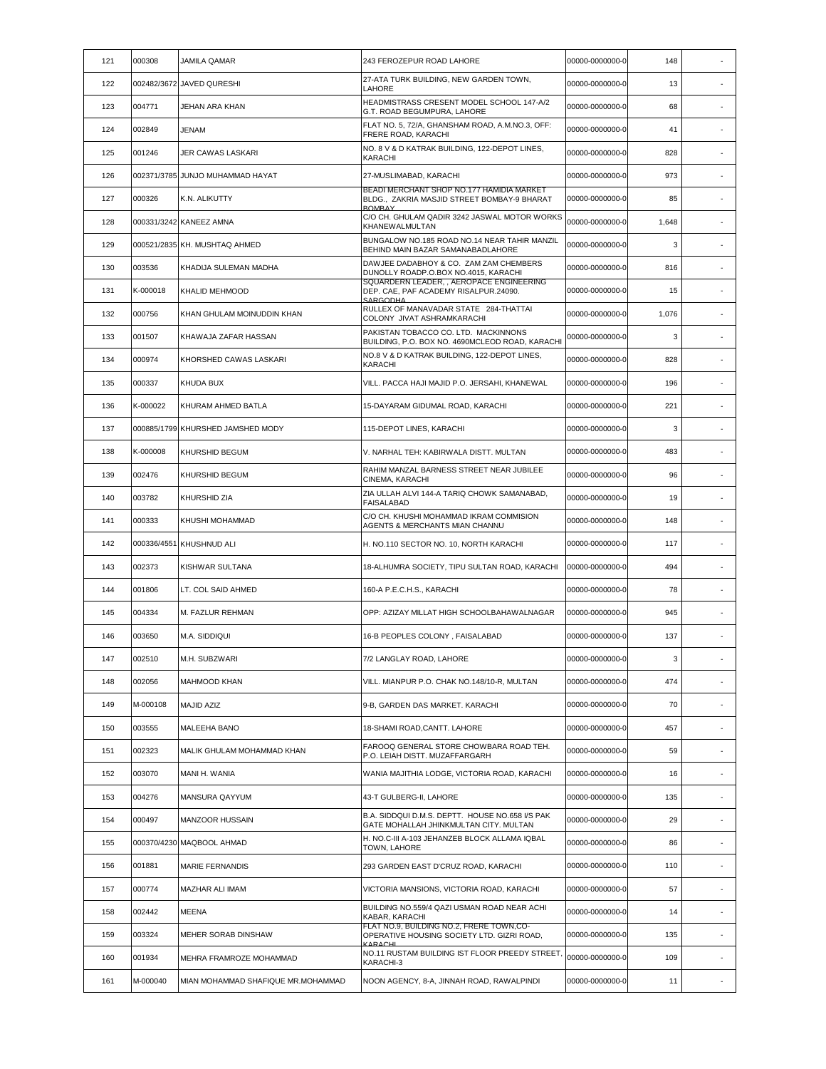| 121 | 000308 | JAMILA QAMAR | 243 FEROZEPUR ROAD LAHORE | 00000-0000000-0 | 148 | - |
|---|---|---|---|---|---|---|
| 122 | 002482/3672 | JAVED QURESHI | 27-ATA TURK BUILDING, NEW GARDEN TOWN, LAHORE | 00000-0000000-0 | 13 | - |
| 123 | 004771 | JEHAN ARA KHAN | HEADMISTRASS CRESENT MODEL SCHOOL 147-A/2 G.T. ROAD BEGUMPURA, LAHORE | 00000-0000000-0 | 68 | - |
| 124 | 002849 | JENAM | FLAT NO. 5, 72/A, GHANSHAM ROAD, A.M.NO.3, OFF: FRERE ROAD, KARACHI | 00000-0000000-0 | 41 | - |
| 125 | 001246 | JER CAWAS LASKARI | NO. 8 V & D KATRAK BUILDING, 122-DEPOT LINES, KARACHI | 00000-0000000-0 | 828 | - |
| 126 | 002371/3785 | JUNJO MUHAMMAD HAYAT | 27-MUSLIMABAD, KARACHI | 00000-0000000-0 | 973 | - |
| 127 | 000326 | K.N. ALIKUTTY | BEADI MERCHANT SHOP NO.177 HAMIDIA MARKET BLDG., ZAKRIA MASJID STREET BOMBAY-9 BHARAT BOMBAY | 00000-0000000-0 | 85 | - |
| 128 | 000331/3242 | KANEEZ AMNA | C/O CH. GHULAM QADIR 3242 JASWAL MOTOR WORKS KHANEWALMULTAN | 00000-0000000-0 | 1,648 | - |
| 129 | 000521/2835 | KH. MUSHTAQ AHMED | BUNGALOW NO.185 ROAD NO.14 NEAR TAHIR MANZIL BEHIND MAIN BAZAR SAMANABADLAHORE | 00000-0000000-0 | 3 | - |
| 130 | 003536 | KHADIJA SULEMAN MADHA | DAWJEE DADABHOY & CO. ZAM ZAM CHEMBERS DUNOLLY ROADP.O.BOX NO.4015, KARACHI | 00000-0000000-0 | 816 | - |
| 131 | K-000018 | KHALID MEHMOOD | SQUARDERN LEADER, , AEROPACE ENGINEERING DEP. CAE, PAF ACADEMY RISALPUR.24090. SARGODHA | 00000-0000000-0 | 15 | - |
| 132 | 000756 | KHAN GHULAM MOINUDDIN KHAN | RULLEX OF MANAVADAR STATE 284-THATTAI COLONY JIVAT ASHRAMKARACHI | 00000-0000000-0 | 1,076 | - |
| 133 | 001507 | KHAWAJA ZAFAR HASSAN | PAKISTAN TOBACCO CO. LTD. MACKINNONS BUILDING, P.O. BOX NO. 4690MCLEOD ROAD, KARACHI | 00000-0000000-0 | 3 | - |
| 134 | 000974 | KHORSHED CAWAS LASKARI | NO.8 V & D KATRAK BUILDING, 122-DEPOT LINES, KARACHI | 00000-0000000-0 | 828 | - |
| 135 | 000337 | KHUDA BUX | VILL. PACCA HAJI MAJID P.O. JERSAHI, KHANEWAL | 00000-0000000-0 | 196 | - |
| 136 | K-000022 | KHURAM AHMED BATLA | 15-DAYARAM GIDUMAL ROAD, KARACHI | 00000-0000000-0 | 221 | - |
| 137 | 000885/1799 | KHURSHED JAMSHED MODY | 115-DEPOT LINES, KARACHI | 00000-0000000-0 | 3 | - |
| 138 | K-000008 | KHURSHID BEGUM | V. NARHAL TEH: KABIRWALA DISTT. MULTAN | 00000-0000000-0 | 483 | - |
| 139 | 002476 | KHURSHID BEGUM | RAHIM MANZAL BARNESS STREET NEAR JUBILEE CINEMA, KARACHI | 00000-0000000-0 | 96 | - |
| 140 | 003782 | KHURSHID ZIA | ZIA ULLAH ALVI 144-A TARIQ CHOWK SAMANABAD, FAISALABAD | 00000-0000000-0 | 19 | - |
| 141 | 000333 | KHUSHI MOHAMMAD | C/O CH. KHUSHI MOHAMMAD IKRAM COMMISION AGENTS & MERCHANTS MIAN CHANNU | 00000-0000000-0 | 148 | - |
| 142 | 000336/4551 | KHUSHNUD ALI | H. NO.110 SECTOR NO. 10, NORTH KARACHI | 00000-0000000-0 | 117 | - |
| 143 | 002373 | KISHWAR SULTANA | 18-ALHUMRA SOCIETY, TIPU SULTAN ROAD, KARACHI | 00000-0000000-0 | 494 | - |
| 144 | 001806 | LT. COL SAID AHMED | 160-A P.E.C.H.S., KARACHI | 00000-0000000-0 | 78 | - |
| 145 | 004334 | M. FAZLUR REHMAN | OPP: AZIZAY MILLAT HIGH SCHOOLBAHAWALNAGAR | 00000-0000000-0 | 945 | - |
| 146 | 003650 | M.A. SIDDIQUI | 16-B PEOPLES COLONY , FAISALABAD | 00000-0000000-0 | 137 | - |
| 147 | 002510 | M.H. SUBZWARI | 7/2 LANGLAY ROAD, LAHORE | 00000-0000000-0 | 3 | - |
| 148 | 002056 | MAHMOOD KHAN | VILL. MIANPUR P.O. CHAK NO.148/10-R, MULTAN | 00000-0000000-0 | 474 | - |
| 149 | M-000108 | MAJID AZIZ | 9-B, GARDEN DAS MARKET. KARACHI | 00000-0000000-0 | 70 | - |
| 150 | 003555 | MALEEHA BANO | 18-SHAMI ROAD,CANTT. LAHORE | 00000-0000000-0 | 457 | - |
| 151 | 002323 | MALIK GHULAM MOHAMMAD KHAN | FAROOQ GENERAL STORE CHOWBARA ROAD TEH. P.O. LEIAH DISTT. MUZAFFARGARH | 00000-0000000-0 | 59 | - |
| 152 | 003070 | MANI H. WANIA | WANIA MAJITHIA LODGE, VICTORIA ROAD, KARACHI | 00000-0000000-0 | 16 | - |
| 153 | 004276 | MANSURA QAYYUM | 43-T GULBERG-II, LAHORE | 00000-0000000-0 | 135 | - |
| 154 | 000497 | MANZOOR HUSSAIN | B.A. SIDDQUI D.M.S. DEPTT. HOUSE NO.658 I/S PAK GATE MOHALLAH JHINKMULTAN CITY. MULTAN | 00000-0000000-0 | 29 | - |
| 155 | 000370/4230 | MAQBOOL AHMAD | H. NO.C-III A-103 JEHANZEB BLOCK ALLAMA IQBAL TOWN, LAHORE | 00000-0000000-0 | 86 | - |
| 156 | 001881 | MARIE FERNANDIS | 293 GARDEN EAST D'CRUZ ROAD, KARACHI | 00000-0000000-0 | 110 | - |
| 157 | 000774 | MAZHAR ALI IMAM | VICTORIA MANSIONS, VICTORIA ROAD, KARACHI | 00000-0000000-0 | 57 | - |
| 158 | 002442 | MEENA | BUILDING NO.559/4 QAZI USMAN ROAD NEAR ACHI KABAR, KARACHI | 00000-0000000-0 | 14 | - |
| 159 | 003324 | MEHER SORAB DINSHAW | FLAT NO.9, BUILDING NO.2, FRERE TOWN,CO-OPERATIVE HOUSING SOCIETY LTD. GIZRI ROAD, KARACHI | 00000-0000000-0 | 135 | - |
| 160 | 001934 | MEHRA FRAMROZE MOHAMMAD | NO.11 RUSTAM BUILDING IST FLOOR PREEDY STREET, KARACHI-3 | 00000-0000000-0 | 109 | - |
| 161 | M-000040 | MIAN MOHAMMAD SHAFIQUE MR.MOHAMMAD | NOON AGENCY, 8-A, JINNAH ROAD, RAWALPINDI | 00000-0000000-0 | 11 | - |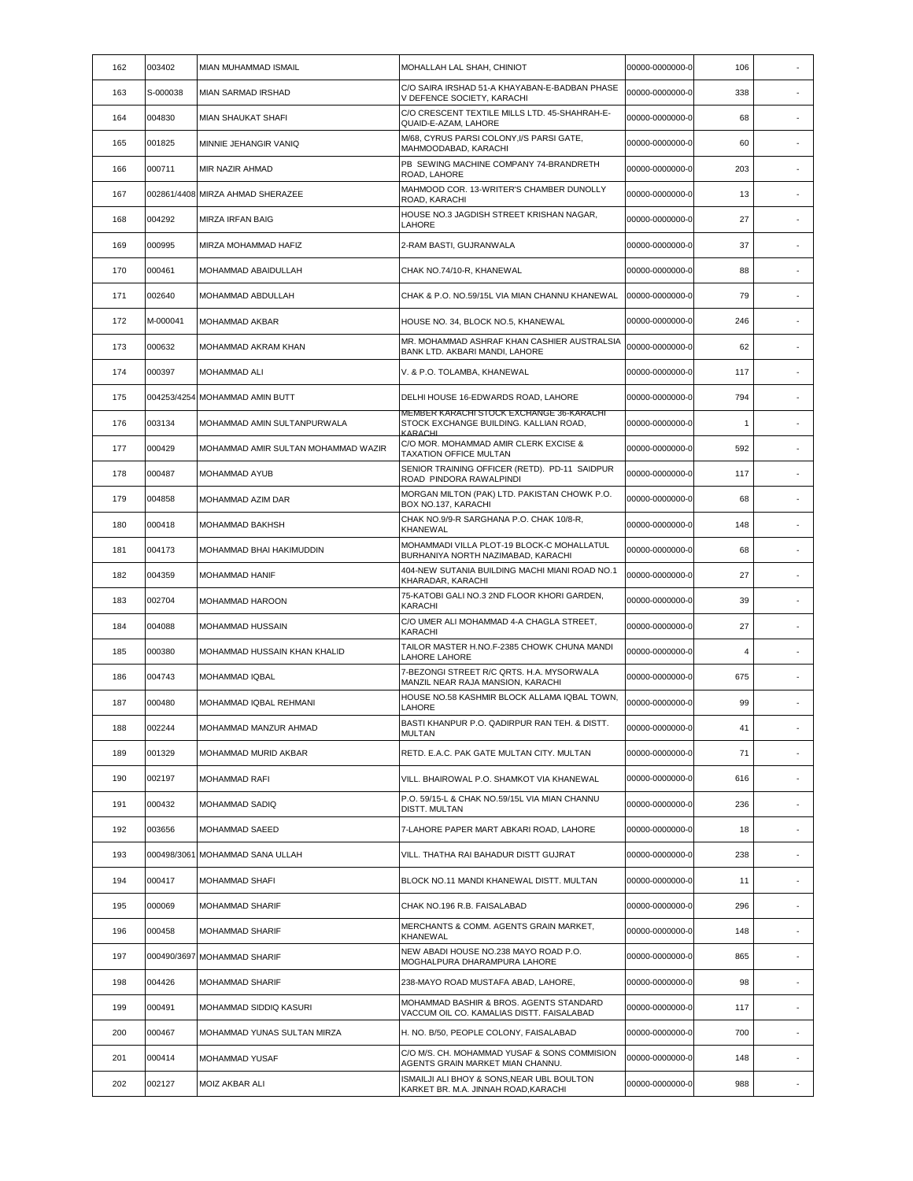| | | | | | | |
|---|---|---|---|---|---|---|
| 162 | 003402 | MIAN MUHAMMAD ISMAIL | MOHALLAH LAL SHAH, CHINIOT | 00000-0000000-0 | 106 | - |
| 163 | S-000038 | MIAN SARMAD IRSHAD | C/O SAIRA IRSHAD 51-A KHAYABAN-E-BADBAN PHASE V DEFENCE SOCIETY, KARACHI | 00000-0000000-0 | 338 | - |
| 164 | 004830 | MIAN SHAUKAT SHAFI | C/O CRESCENT TEXTILE MILLS LTD. 45-SHAHRAH-E-QUAID-E-AZAM, LAHORE | 00000-0000000-0 | 68 | - |
| 165 | 001825 | MINNIE JEHANGIR VANIQ | M/68, CYRUS PARSI COLONY,I/S PARSI GATE, MAHMOODABAD, KARACHI | 00000-0000000-0 | 60 | - |
| 166 | 000711 | MIR NAZIR AHMAD | PB SEWING MACHINE COMPANY 74-BRANDRETH ROAD, LAHORE | 00000-0000000-0 | 203 | - |
| 167 | 002861/4408 | MIRZA AHMAD SHERAZEE | MAHMOOD COR. 13-WRITER'S CHAMBER DUNOLLY ROAD, KARACHI | 00000-0000000-0 | 13 | - |
| 168 | 004292 | MIRZA IRFAN BAIG | HOUSE NO.3 JAGDISH STREET KRISHAN NAGAR, LAHORE | 00000-0000000-0 | 27 | - |
| 169 | 000995 | MIRZA MOHAMMAD HAFIZ | 2-RAM BASTI, GUJRANWALA | 00000-0000000-0 | 37 | - |
| 170 | 000461 | MOHAMMAD ABAIDULLAH | CHAK NO.74/10-R, KHANEWAL | 00000-0000000-0 | 88 | - |
| 171 | 002640 | MOHAMMAD ABDULLAH | CHAK & P.O. NO.59/15L VIA MIAN CHANNU KHANEWAL | 00000-0000000-0 | 79 | - |
| 172 | M-000041 | MOHAMMAD AKBAR | HOUSE NO. 34, BLOCK NO.5, KHANEWAL | 00000-0000000-0 | 246 | - |
| 173 | 000632 | MOHAMMAD AKRAM KHAN | MR. MOHAMMAD ASHRAF KHAN CASHIER AUSTRALSIA BANK LTD. AKBARI MANDI, LAHORE | 00000-0000000-0 | 62 | - |
| 174 | 000397 | MOHAMMAD ALI | V. & P.O. TOLAMBA, KHANEWAL | 00000-0000000-0 | 117 | - |
| 175 | 004253/4254 | MOHAMMAD AMIN BUTT | DELHI HOUSE 16-EDWARDS ROAD, LAHORE | 00000-0000000-0 | 794 | - |
| 176 | 003134 | MOHAMMAD AMIN SULTANPURWALA | MEMBER KARACHI STOCK EXCHANGE 36-KARACHI STOCK EXCHANGE BUILDING. KALLIAN ROAD, KARACHI | 00000-0000000-0 | 1 | - |
| 177 | 000429 | MOHAMMAD AMIR SULTAN MOHAMMAD WAZIR | C/O MOR. MOHAMMAD AMIR CLERK EXCISE & TAXATION OFFICE MULTAN | 00000-0000000-0 | 592 | - |
| 178 | 000487 | MOHAMMAD AYUB | SENIOR TRAINING OFFICER (RETD). PD-11 SAIDPUR ROAD PINDORA RAWALPINDI | 00000-0000000-0 | 117 | - |
| 179 | 004858 | MOHAMMAD AZIM DAR | MORGAN MILTON (PAK) LTD. PAKISTAN CHOWK P.O. BOX NO.137, KARACHI | 00000-0000000-0 | 68 | - |
| 180 | 000418 | MOHAMMAD BAKHSH | CHAK NO.9/9-R SARGHANA P.O. CHAK 10/8-R, KHANEWAL | 00000-0000000-0 | 148 | - |
| 181 | 004173 | MOHAMMAD BHAI HAKIMUDDIN | MOHAMMADI VILLA PLOT-19 BLOCK-C MOHALLATUL BURHANIYA NORTH NAZIMABAD, KARACHI | 00000-0000000-0 | 68 | - |
| 182 | 004359 | MOHAMMAD HANIF | 404-NEW SUTANIA BUILDING MACHI MIANI ROAD NO.1 KHARADAR, KARACHI | 00000-0000000-0 | 27 | - |
| 183 | 002704 | MOHAMMAD HAROON | 75-KATOBI GALI NO.3 2ND FLOOR KHORI GARDEN, KARACHI | 00000-0000000-0 | 39 | - |
| 184 | 004088 | MOHAMMAD HUSSAIN | C/O UMER ALI MOHAMMAD 4-A CHAGLA STREET, KARACHI | 00000-0000000-0 | 27 | - |
| 185 | 000380 | MOHAMMAD HUSSAIN KHAN KHALID | TAILOR MASTER H.NO.F-2385 CHOWK CHUNA MANDI LAHORE LAHORE | 00000-0000000-0 | 4 | - |
| 186 | 004743 | MOHAMMAD IQBAL | 7-BEZONGI STREET R/C QRTS. H.A. MYSORWALA MANZIL NEAR RAJA MANSION, KARACHI | 00000-0000000-0 | 675 | - |
| 187 | 000480 | MOHAMMAD IQBAL REHMANI | HOUSE NO.58 KASHMIR BLOCK ALLAMA IQBAL TOWN, LAHORE | 00000-0000000-0 | 99 | - |
| 188 | 002244 | MOHAMMAD MANZUR AHMAD | BASTI KHANPUR P.O. QADIRPUR RAN TEH. & DISTT. MULTAN | 00000-0000000-0 | 41 | - |
| 189 | 001329 | MOHAMMAD MURID AKBAR | RETD. E.A.C. PAK GATE MULTAN CITY. MULTAN | 00000-0000000-0 | 71 | - |
| 190 | 002197 | MOHAMMAD RAFI | VILL. BHAIROWAL P.O. SHAMKOT VIA KHANEWAL | 00000-0000000-0 | 616 | - |
| 191 | 000432 | MOHAMMAD SADIQ | P.O. 59/15-L & CHAK NO.59/15L VIA MIAN CHANNU DISTT. MULTAN | 00000-0000000-0 | 236 | - |
| 192 | 003656 | MOHAMMAD SAEED | 7-LAHORE PAPER MART ABKARI ROAD, LAHORE | 00000-0000000-0 | 18 | - |
| 193 | 000498/3061 | MOHAMMAD SANA ULLAH | VILL. THATHA RAI BAHADUR DISTT GUJRAT | 00000-0000000-0 | 238 | - |
| 194 | 000417 | MOHAMMAD SHAFI | BLOCK NO.11 MANDI KHANEWAL DISTT. MULTAN | 00000-0000000-0 | 11 | - |
| 195 | 000069 | MOHAMMAD SHARIF | CHAK NO.196 R.B. FAISALABAD | 00000-0000000-0 | 296 | - |
| 196 | 000458 | MOHAMMAD SHARIF | MERCHANTS & COMM. AGENTS GRAIN MARKET, KHANEWAL | 00000-0000000-0 | 148 | - |
| 197 | 000490/3697 | MOHAMMAD SHARIF | NEW ABADI HOUSE NO.238 MAYO ROAD P.O. MOGHALPURA DHARAMPURA LAHORE | 00000-0000000-0 | 865 | - |
| 198 | 004426 | MOHAMMAD SHARIF | 238-MAYO ROAD MUSTAFA ABAD, LAHORE, | 00000-0000000-0 | 98 | - |
| 199 | 000491 | MOHAMMAD SIDDIQ KASURI | MOHAMMAD BASHIR & BROS. AGENTS STANDARD VACCUM OIL CO. KAMALIAS DISTT. FAISALABAD | 00000-0000000-0 | 117 | - |
| 200 | 000467 | MOHAMMAD YUNAS SULTAN MIRZA | H. NO. B/50, PEOPLE COLONY, FAISALABAD | 00000-0000000-0 | 700 | - |
| 201 | 000414 | MOHAMMAD YUSAF | C/O M/S. CH. MOHAMMAD YUSAF & SONS COMMISION AGENTS GRAIN MARKET MIAN CHANNU. | 00000-0000000-0 | 148 | - |
| 202 | 002127 | MOIZ AKBAR ALI | ISMAILJI ALI BHOY & SONS,NEAR UBL BOULTON KARKET BR. M.A. JINNAH ROAD,KARACHI | 00000-0000000-0 | 988 | - |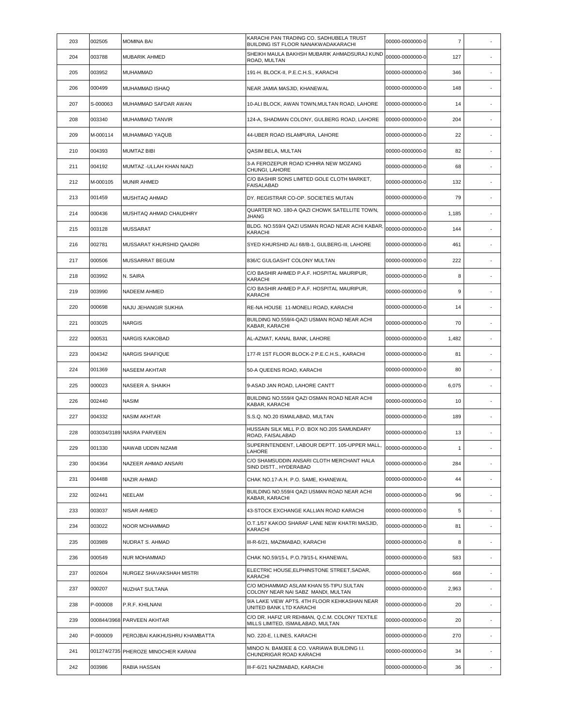| | | | | | | |
|---|---|---|---|---|---|---|
| 203 | 002505 | MOMINA BAI | KARACHI PAN TRADING CO. SADHUBELA TRUST BUILDING IST FLOOR NANAKWADAKARACHI | 00000-0000000-0 | 7 | - |
| 204 | 003788 | MUBARIK AHMED | SHEIKH MAULA BAKHSH MUBARIK AHMADSURAJ KUND ROAD, MULTAN | 00000-0000000-0 | 127 | - |
| 205 | 003952 | MUHAMMAD | 191-H. BLOCK-II, P.E.C.H.S., KARACHI | 00000-0000000-0 | 346 | - |
| 206 | 000499 | MUHAMMAD ISHAQ | NEAR JAMIA MASJID, KHANEWAL | 00000-0000000-0 | 148 | - |
| 207 | S-000063 | MUHAMMAD SAFDAR AWAN | 10-ALI BLOCK, AWAN TOWN,MULTAN ROAD, LAHORE | 00000-0000000-0 | 14 | - |
| 208 | 003340 | MUHAMMAD TANVIR | 124-A, SHADMAN COLONY, GULBERG ROAD, LAHORE | 00000-0000000-0 | 204 | - |
| 209 | M-000114 | MUHAMMAD YAQUB | 44-UBER ROAD ISLAMPURA, LAHORE | 00000-0000000-0 | 22 | - |
| 210 | 004393 | MUMTAZ BIBI | QASIM BELA, MULTAN | 00000-0000000-0 | 82 | - |
| 211 | 004192 | MUMTAZ -ULLAH KHAN NIAZI | 3-A FEROZEPUR ROAD ICHHRA NEW MOZANG CHUNGI, LAHORE | 00000-0000000-0 | 68 | - |
| 212 | M-000105 | MUNIR AHMED | C/O BASHIR SONS LIMITED GOLE CLOTH MARKET, FAISALABAD | 00000-0000000-0 | 132 | - |
| 213 | 001459 | MUSHTAQ AHMAD | DY. REGISTRAR CO-OP. SOCIETIES MUTAN | 00000-0000000-0 | 79 | - |
| 214 | 000436 | MUSHTAQ AHMAD CHAUDHRY | QUARTER NO. 180-A QAZI CHOWK SATELLITE TOWN, JHANG | 00000-0000000-0 | 1,185 | - |
| 215 | 003128 | MUSSARAT | BLDG. NO.559/4 QAZI USMAN ROAD NEAR ACHI KABAR, KARACHI | 00000-0000000-0 | 144 | - |
| 216 | 002781 | MUSSARAT KHURSHID QAADRI | SYED KHURSHID ALI 68/B-1, GULBERG-III, LAHORE | 00000-0000000-0 | 461 | - |
| 217 | 000506 | MUSSARRAT BEGUM | 836/C GULGASHT COLONY MULTAN | 00000-0000000-0 | 222 | - |
| 218 | 003992 | N. SAIRA | C/O BASHIR AHMED P.A.F. HOSPITAL MAURIPUR, KARACHI | 00000-0000000-0 | 8 | - |
| 219 | 003990 | NADEEM AHMED | C/O BASHIR AHMED P.A.F. HOSPITAL MAURIPUR, KARACHI | 00000-0000000-0 | 9 | - |
| 220 | 000698 | NAJU JEHANGIR SUKHIA | RE-NA HOUSE 11-MONELI ROAD, KARACHI | 00000-0000000-0 | 14 | - |
| 221 | 003025 | NARGIS | BUILDING NO.559/4-QAZI USMAN ROAD NEAR ACHI KABAR, KARACHI | 00000-0000000-0 | 70 | - |
| 222 | 000531 | NARGIS KAIKOBAD | AL-AZMAT, KANAL BANK, LAHORE | 00000-0000000-0 | 1,482 | - |
| 223 | 004342 | NARGIS SHAFIQUE | 177-R 1ST FLOOR BLOCK-2 P.E.C.H.S., KARACHI | 00000-0000000-0 | 81 | - |
| 224 | 001369 | NASEEM AKHTAR | 50-A QUEENS ROAD, KARACHI | 00000-0000000-0 | 80 | - |
| 225 | 000023 | NASEER A. SHAIKH | 9-ASAD JAN ROAD, LAHORE CANTT | 00000-0000000-0 | 6,075 | - |
| 226 | 002440 | NASIM | BUILDING NO.559/4 QAZI OSMAN ROAD NEAR ACHI KABAR, KARACHI | 00000-0000000-0 | 10 | - |
| 227 | 004332 | NASIM AKHTAR | S.S.Q. NO.20 ISMAILABAD, MULTAN | 00000-0000000-0 | 189 | - |
| 228 | 003034/3189 | NASRA PARVEEN | HUSSAIN SILK MILL P.O. BOX NO.205 SAMUNDARY ROAD, FAISALABAD | 00000-0000000-0 | 13 | - |
| 229 | 001330 | NAWAB UDDIN NIZAMI | SUPERINTENDENT, LABOUR DEPTT. 105-UPPER MALL, LAHORE | 00000-0000000-0 | 1 | - |
| 230 | 004364 | NAZEER AHMAD ANSARI | C/O SHAMSUDDIN ANSARI CLOTH MERCHANT HALA SIND DISTT., HYDERABAD | 00000-0000000-0 | 284 | - |
| 231 | 004488 | NAZIR AHMAD | CHAK NO.17-A.H. P.O. SAME, KHANEWAL | 00000-0000000-0 | 44 | - |
| 232 | 002441 | NEELAM | BUILDING NO.559/4 QAZI USMAN ROAD NEAR ACHI KABAR, KARACHI | 00000-0000000-0 | 96 | - |
| 233 | 003037 | NISAR AHMED | 43-STOCK EXCHANGE KALLIAN ROAD KARACHI | 00000-0000000-0 | 5 | - |
| 234 | 003022 | NOOR MOHAMMAD | O.T.1/57 KAKOO SHARAF LANE NEW KHATRI MASJID, KARACHI | 00000-0000000-0 | 81 | - |
| 235 | 003989 | NUDRAT S. AHMAD | III-R-6/21, MAZIMABAD, KARACHI | 00000-0000000-0 | 8 | - |
| 236 | 000549 | NUR MOHAMMAD | CHAK NO.59/15-L P.O.79/15-L KHANEWAL | 00000-0000000-0 | 583 | - |
| 237 | 002604 | NURGEZ SHAVAKSHAH MISTRI | ELECTRIC HOUSE,ELPHINSTONE STREET,SADAR, KARACHI | 00000-0000000-0 | 668 | - |
| 237 | 000207 | NUZHAT SULTANA | C/O MOHAMMAD ASLAM KHAN 55-TIPU SULTAN COLONY NEAR NAI SABZ MANDI, MULTAN | 00000-0000000-0 | 2,963 | - |
| 238 | P-000008 | P.R.F. KHILNANI | 9/A LAKE VIEW APTS. 4TH FLOOR KEHKASHAN NEAR UNITED BANK LTD KARACHI | 00000-0000000-0 | 20 | - |
| 239 | 000844/3968 | PARVEEN AKHTAR | C/O DR. HAFIZ UR REHMAN, Q.C.M. COLONY TEXTILE MILLS LIMITED, ISMAILABAD, MULTAN | 00000-0000000-0 | 20 | - |
| 240 | P-000009 | PEROJBAI KAIKHUSHRU KHAMBATTA | NO. 220-E, I.LINES, KARACHI | 00000-0000000-0 | 270 | - |
| 241 | 001274/2735 | PHEROZE MINOCHER KARANI | MINOO N. BAMJEE & CO. VARIAWA BUILDING I.I. CHUNDRIGAR ROAD KARACHI | 00000-0000000-0 | 34 | - |
| 242 | 003986 | RABIA HASSAN | III-F-6/21 NAZIMABAD, KARACHI | 00000-0000000-0 | 36 | - |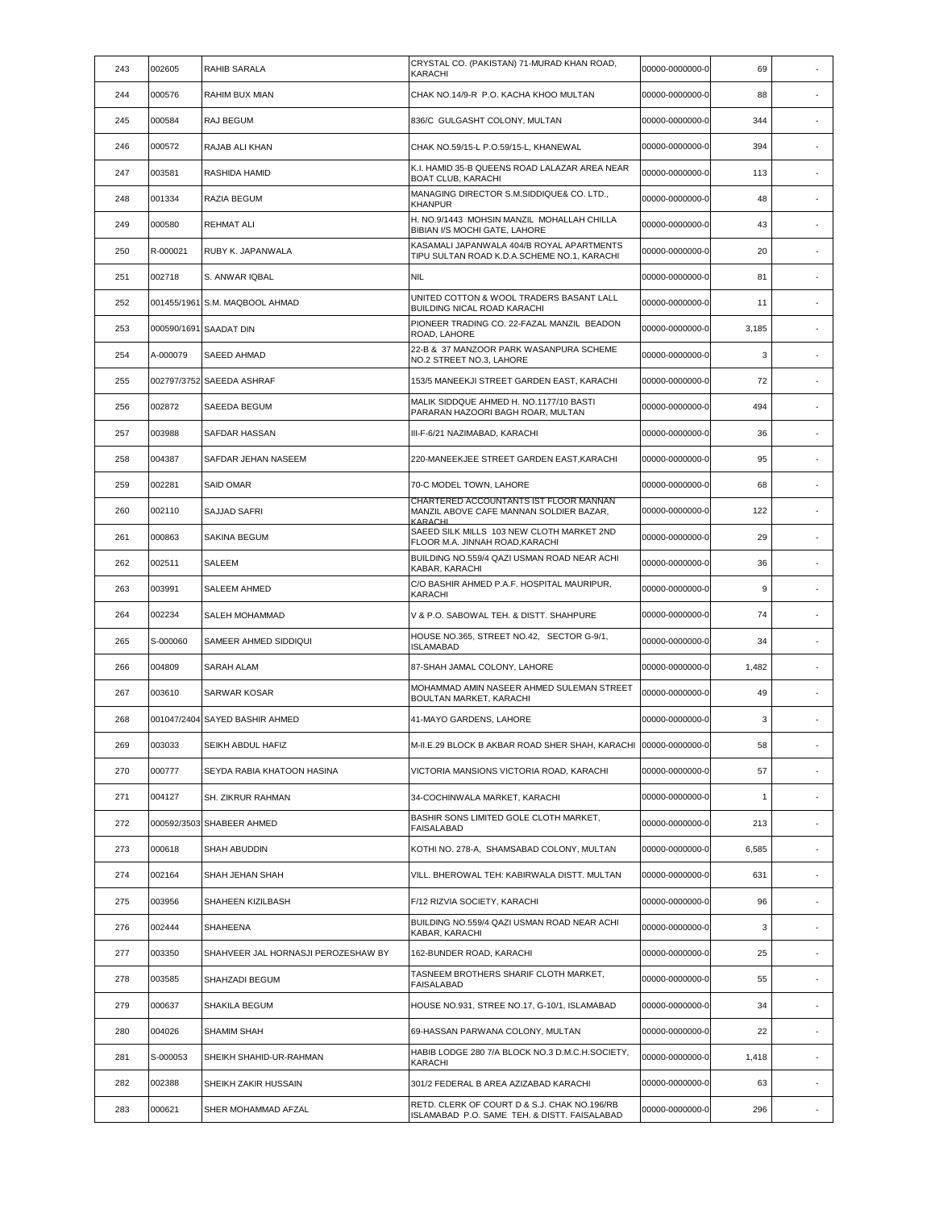| 243 | 002605 | RAHIB SARALA | CRYSTAL CO. (PAKISTAN) 71-MURAD KHAN ROAD, KARACHI | 00000-0000000-0 | 69 | - |
|---|---|---|---|---|---|---|
| 244 | 000576 | RAHIM BUX MIAN | CHAK NO.14/9-R P.O. KACHA KHOO MULTAN | 00000-0000000-0 | 88 | - |
| 245 | 000584 | RAJ BEGUM | 836/C GULGASHT COLONY, MULTAN | 00000-0000000-0 | 344 | - |
| 246 | 000572 | RAJAB ALI KHAN | CHAK NO.59/15-L P.O.59/15-L, KHANEWAL | 00000-0000000-0 | 394 | - |
| 247 | 003581 | RASHIDA HAMID | K.I. HAMID 35-B QUEENS ROAD LALAZAR AREA NEAR BOAT CLUB, KARACHI | 00000-0000000-0 | 113 | - |
| 248 | 001334 | RAZIA BEGUM | MANAGING DIRECTOR S.M.SIDDIQUE& CO. LTD., KHANPUR | 00000-0000000-0 | 48 | - |
| 249 | 000580 | REHMAT ALI | H. NO.9/1443 MOHSIN MANZIL MOHALLAH CHILLA BIBIAN I/S MOCHI GATE, LAHORE | 00000-0000000-0 | 43 | - |
| 250 | R-000021 | RUBY K. JAPANWALA | KASAMALI JAPANWALA 404/B ROYAL APARTMENTS TIPU SULTAN ROAD K.D.A.SCHEME NO.1, KARACHI | 00000-0000000-0 | 20 | - |
| 251 | 002718 | S. ANWAR IQBAL | NIL | 00000-0000000-0 | 81 | - |
| 252 | 001455/1961 | S.M. MAQBOOL AHMAD | UNITED COTTON & WOOL TRADERS BASANT LALL BUILDING NICAL ROAD KARACHI | 00000-0000000-0 | 11 | - |
| 253 | 000590/1691 | SAADAT DIN | PIONEER TRADING CO. 22-FAZAL MANZIL BEADON ROAD, LAHORE | 00000-0000000-0 | 3,185 | - |
| 254 | A-000079 | SAEED AHMAD | 22-B & 37 MANZOOR PARK WASANPURA SCHEME NO.2 STREET NO.3, LAHORE | 00000-0000000-0 | 3 | - |
| 255 | 002797/3752 | SAEEDA ASHRAF | 153/5 MANEEKJI STREET GARDEN EAST, KARACHI | 00000-0000000-0 | 72 | - |
| 256 | 002872 | SAEEDA BEGUM | MALIK SIDDQUE AHMED H. NO.1177/10 BASTI PARARAN HAZOORI BAGH ROAR, MULTAN | 00000-0000000-0 | 494 | - |
| 257 | 003988 | SAFDAR HASSAN | III-F-6/21 NAZIMABAD, KARACHI | 00000-0000000-0 | 36 | - |
| 258 | 004387 | SAFDAR JEHAN NASEEM | 220-MANEEKJEE STREET GARDEN EAST,KARACHI | 00000-0000000-0 | 95 | - |
| 259 | 002281 | SAID OMAR | 70-C MODEL TOWN, LAHORE | 00000-0000000-0 | 68 | - |
| 260 | 002110 | SAJJAD SAFRI | CHARTERED ACCOUNTANTS IST FLOOR MANNAN MANZIL ABOVE CAFE MANNAN SOLDIER BAZAR, KARACHI | 00000-0000000-0 | 122 | - |
| 261 | 000863 | SAKINA BEGUM | SAEED SILK MILLS 103 NEW CLOTH MARKET 2ND FLOOR M.A. JINNAH ROAD,KARACHI | 00000-0000000-0 | 29 | - |
| 262 | 002511 | SALEEM | BUILDING NO.559/4 QAZI USMAN ROAD NEAR ACHI KABAR, KARACHI | 00000-0000000-0 | 36 | - |
| 263 | 003991 | SALEEM AHMED | C/O BASHIR AHMED P.A.F. HOSPITAL MAURIPUR, KARACHI | 00000-0000000-0 | 9 | - |
| 264 | 002234 | SALEH MOHAMMAD | V & P.O. SABOWAL TEH. & DISTT. SHAHPURE | 00000-0000000-0 | 74 | - |
| 265 | S-000060 | SAMEER AHMED SIDDIQUI | HOUSE NO.365, STREET NO.42, SECTOR G-9/1, ISLAMABAD | 00000-0000000-0 | 34 | - |
| 266 | 004809 | SARAH ALAM | 87-SHAH JAMAL COLONY, LAHORE | 00000-0000000-0 | 1,482 | - |
| 267 | 003610 | SARWAR KOSAR | MOHAMMAD AMIN NASEER AHMED SULEMAN STREET BOULTAN MARKET, KARACHI | 00000-0000000-0 | 49 | - |
| 268 | 001047/2404 | SAYED BASHIR AHMED | 41-MAYO GARDENS, LAHORE | 00000-0000000-0 | 3 | - |
| 269 | 003033 | SEIKH ABDUL HAFIZ | M-II.E.29 BLOCK B AKBAR ROAD SHER SHAH, KARACHI | 00000-0000000-0 | 58 | - |
| 270 | 000777 | SEYDA RABIA KHATOON HASINA | VICTORIA MANSIONS VICTORIA ROAD, KARACHI | 00000-0000000-0 | 57 | - |
| 271 | 004127 | SH. ZIKRUR RAHMAN | 34-COCHINWALA MARKET, KARACHI | 00000-0000000-0 | 1 | - |
| 272 | 000592/3503 | SHABEER AHMED | BASHIR SONS LIMITED GOLE CLOTH MARKET, FAISALABAD | 00000-0000000-0 | 213 | - |
| 273 | 000618 | SHAH ABUDDIN | KOTHI NO. 278-A, SHAMSABAD COLONY, MULTAN | 00000-0000000-0 | 6,585 | - |
| 274 | 002164 | SHAH JEHAN SHAH | VILL. BHEROWAL TEH: KABIRWALA DISTT. MULTAN | 00000-0000000-0 | 631 | - |
| 275 | 003956 | SHAHEEN KIZILBASH | F/12 RIZVIA SOCIETY, KARACHI | 00000-0000000-0 | 96 | - |
| 276 | 002444 | SHAHEENA | BUILDING NO.559/4 QAZI USMAN ROAD NEAR ACHI KABAR, KARACHI | 00000-0000000-0 | 3 | - |
| 277 | 003350 | SHAHVEER JAL HORNASJI PEROZESHAW BY | 162-BUNDER ROAD, KARACHI | 00000-0000000-0 | 25 | - |
| 278 | 003585 | SHAHZADI BEGUM | TASNEEM BROTHERS SHARIF CLOTH MARKET, FAISALABAD | 00000-0000000-0 | 55 | - |
| 279 | 000637 | SHAKILA BEGUM | HOUSE NO.931, STREE NO.17, G-10/1, ISLAMABAD | 00000-0000000-0 | 34 | - |
| 280 | 004026 | SHAMIM SHAH | 69-HASSAN PARWANA COLONY, MULTAN | 00000-0000000-0 | 22 | - |
| 281 | S-000053 | SHEIKH SHAHID-UR-RAHMAN | HABIB LODGE 280 7/A BLOCK NO.3 D.M.C.H.SOCIETY, KARACHI | 00000-0000000-0 | 1,418 | - |
| 282 | 002388 | SHEIKH ZAKIR HUSSAIN | 301/2 FEDERAL B AREA AZIZABAD KARACHI | 00000-0000000-0 | 63 | - |
| 283 | 000621 | SHER MOHAMMAD AFZAL | RETD. CLERK OF COURT D & S.J. CHAK NO.196/RB ISLAMABAD P.O. SAME TEH. & DISTT. FAISALABAD | 00000-0000000-0 | 296 | - |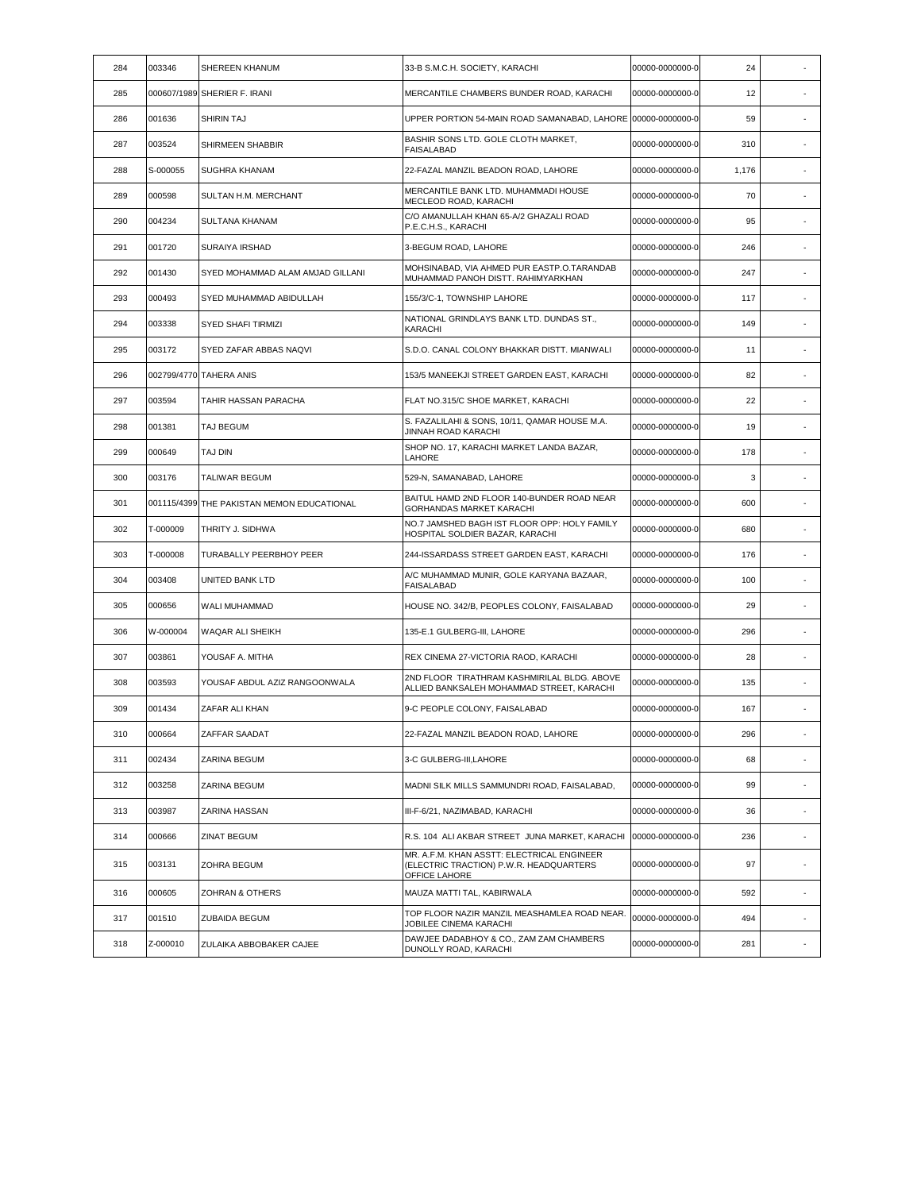| | | | | | | |
|---|---|---|---|---|---|---|
| 284 | 003346 | SHEREEN KHANUM | 33-B S.M.C.H. SOCIETY, KARACHI | 00000-0000000-0 | 24 | - |
| 285 | 000607/1989 | SHERIER F. IRANI | MERCANTILE CHAMBERS BUNDER ROAD, KARACHI | 00000-0000000-0 | 12 | - |
| 286 | 001636 | SHIRIN TAJ | UPPER PORTION 54-MAIN ROAD SAMANABAD, LAHORE | 00000-0000000-0 | 59 | - |
| 287 | 003524 | SHIRMEEN SHABBIR | BASHIR SONS LTD. GOLE CLOTH MARKET, FAISALABAD | 00000-0000000-0 | 310 | - |
| 288 | S-000055 | SUGHRA KHANAM | 22-FAZAL MANZIL BEADON ROAD, LAHORE | 00000-0000000-0 | 1,176 | - |
| 289 | 000598 | SULTAN H.M. MERCHANT | MERCANTILE BANK LTD. MUHAMMADI HOUSE MECLEOD ROAD, KARACHI | 00000-0000000-0 | 70 | - |
| 290 | 004234 | SULTANA KHANAM | C/O AMANULLAH KHAN 65-A/2 GHAZALI ROAD P.E.C.H.S., KARACHI | 00000-0000000-0 | 95 | - |
| 291 | 001720 | SURAIYA IRSHAD | 3-BEGUM ROAD, LAHORE | 00000-0000000-0 | 246 | - |
| 292 | 001430 | SYED MOHAMMAD ALAM AMJAD GILLANI | MOHSINABAD, VIA AHMED PUR EASTP.O.TARANDAB MUHAMMAD PANOH DISTT. RAHIMYARKHAN | 00000-0000000-0 | 247 | - |
| 293 | 000493 | SYED MUHAMMAD ABIDULLAH | 155/3/C-1, TOWNSHIP LAHORE | 00000-0000000-0 | 117 | - |
| 294 | 003338 | SYED SHAFI TIRMIZI | NATIONAL GRINDLAYS BANK LTD. DUNDAS ST., KARACHI | 00000-0000000-0 | 149 | - |
| 295 | 003172 | SYED ZAFAR ABBAS NAQVI | S.D.O. CANAL COLONY BHAKKAR DISTT. MIANWALI | 00000-0000000-0 | 11 | - |
| 296 | 002799/4770 | TAHERA ANIS | 153/5 MANEEKJI STREET GARDEN EAST, KARACHI | 00000-0000000-0 | 82 | - |
| 297 | 003594 | TAHIR HASSAN PARACHA | FLAT NO.315/C SHOE MARKET, KARACHI | 00000-0000000-0 | 22 | - |
| 298 | 001381 | TAJ BEGUM | S. FAZALILAHI & SONS, 10/11, QAMAR HOUSE M.A. JINNAH ROAD KARACHI | 00000-0000000-0 | 19 | - |
| 299 | 000649 | TAJ DIN | SHOP NO. 17, KARACHI MARKET LANDA BAZAR, LAHORE | 00000-0000000-0 | 178 | - |
| 300 | 003176 | TALIWAR BEGUM | 529-N, SAMANABAD, LAHORE | 00000-0000000-0 | 3 | - |
| 301 | 001115/4399 | THE PAKISTAN MEMON EDUCATIONAL | BAITUL HAMD 2ND FLOOR 140-BUNDER ROAD NEAR GORHANDAS MARKET KARACHI | 00000-0000000-0 | 600 | - |
| 302 | T-000009 | THRITY J. SIDHWA | NO.7 JAMSHED BAGH IST FLOOR OPP: HOLY FAMILY HOSPITAL SOLDIER BAZAR, KARACHI | 00000-0000000-0 | 680 | - |
| 303 | T-000008 | TURABALLY PEERBHOY PEER | 244-ISSARDASS STREET GARDEN EAST, KARACHI | 00000-0000000-0 | 176 | - |
| 304 | 003408 | UNITED BANK LTD | A/C MUHAMMAD MUNIR, GOLE KARYANA BAZAAR, FAISALABAD | 00000-0000000-0 | 100 | - |
| 305 | 000656 | WALI MUHAMMAD | HOUSE NO. 342/B, PEOPLES COLONY, FAISALABAD | 00000-0000000-0 | 29 | - |
| 306 | W-000004 | WAQAR ALI SHEIKH | 135-E.1 GULBERG-III, LAHORE | 00000-0000000-0 | 296 | - |
| 307 | 003861 | YOUSAF A. MITHA | REX CINEMA 27-VICTORIA RAOD, KARACHI | 00000-0000000-0 | 28 | - |
| 308 | 003593 | YOUSAF ABDUL AZIZ RANGOONWALA | 2ND FLOOR TIRATHRAM KASHMIRILAL BLDG. ABOVE ALLIED BANKSALEH MOHAMMAD STREET, KARACHI | 00000-0000000-0 | 135 | - |
| 309 | 001434 | ZAFAR ALI KHAN | 9-C PEOPLE COLONY, FAISALABAD | 00000-0000000-0 | 167 | - |
| 310 | 000664 | ZAFFAR SAADAT | 22-FAZAL MANZIL BEADON ROAD, LAHORE | 00000-0000000-0 | 296 | - |
| 311 | 002434 | ZARINA BEGUM | 3-C GULBERG-III,LAHORE | 00000-0000000-0 | 68 | - |
| 312 | 003258 | ZARINA BEGUM | MADNI SILK MILLS SAMMUNDRI ROAD, FAISALABAD, | 00000-0000000-0 | 99 | - |
| 313 | 003987 | ZARINA HASSAN | III-F-6/21, NAZIMABAD, KARACHI | 00000-0000000-0 | 36 | - |
| 314 | 000666 | ZINAT BEGUM | R.S. 104 ALI AKBAR STREET JUNA MARKET, KARACHI | 00000-0000000-0 | 236 | - |
| 315 | 003131 | ZOHRA BEGUM | MR. A.F.M. KHAN ASSTT: ELECTRICAL ENGINEER (ELECTRIC TRACTION) P.W.R. HEADQUARTERS OFFICE LAHORE | 00000-0000000-0 | 97 | - |
| 316 | 000605 | ZOHRAN & OTHERS | MAUZA MATTI TAL, KABIRWALA | 00000-0000000-0 | 592 | - |
| 317 | 001510 | ZUBAIDA BEGUM | TOP FLOOR NAZIR MANZIL MEASHAMLEA ROAD NEAR. JOBILEE CINEMA KARACHI | 00000-0000000-0 | 494 | - |
| 318 | Z-000010 | ZULAIKA ABBOBAKER CAJEE | DAWJEE DADABHOY & CO., ZAM ZAM CHAMBERS DUNOLLY ROAD, KARACHI | 00000-0000000-0 | 281 | - |